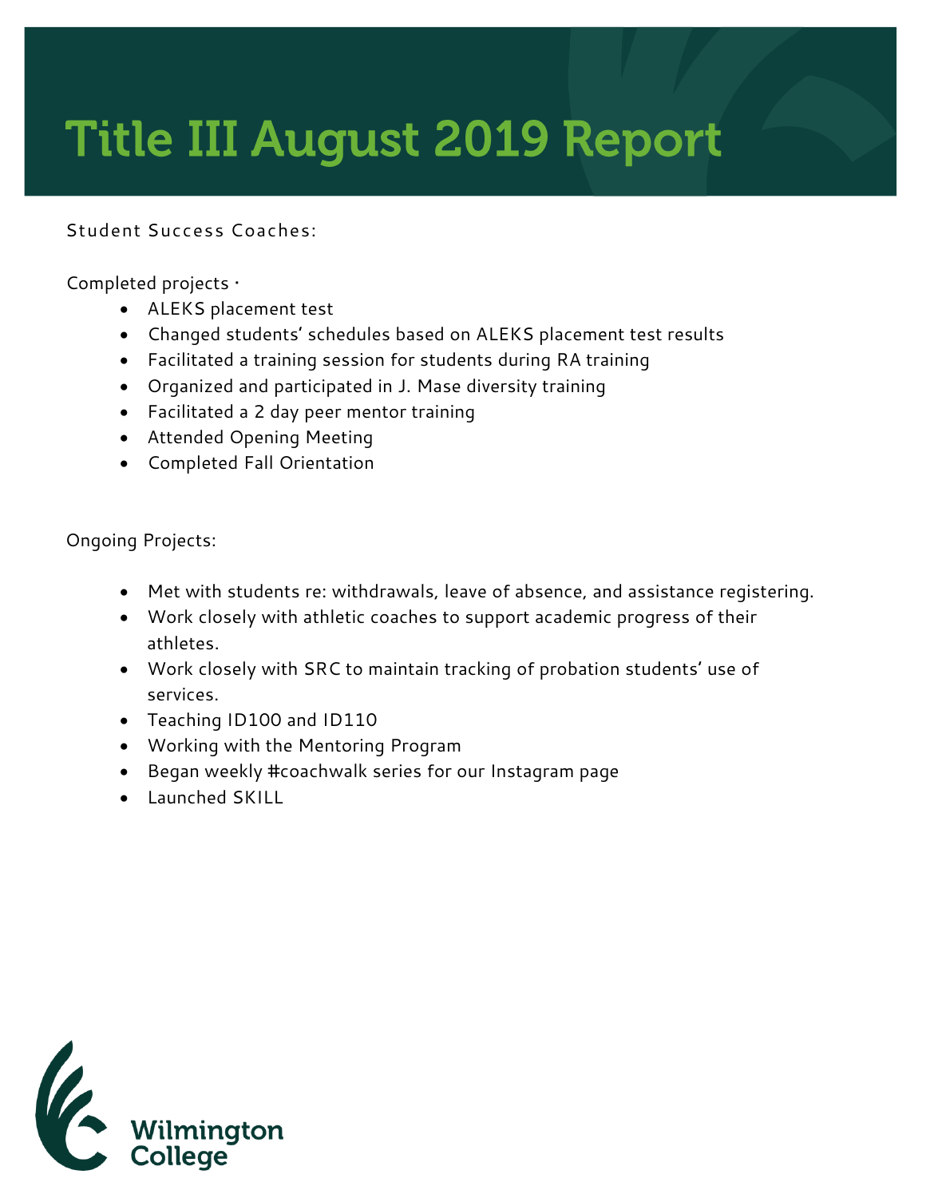# Title III August 2019 Report

Student Success Coaches:

Completed projects ·

- ALEKS placement test
- Changed students' schedules based on ALEKS placement test results
- Facilitated a training session for students during RA training
- Organized and participated in J. Mase diversity training
- Facilitated a 2 day peer mentor training
- Attended Opening Meeting
- Completed Fall Orientation

Ongoing Projects:

- Met with students re: withdrawals, leave of absence, and assistance registering.
- Work closely with athletic coaches to support academic progress of their athletes.
- Work closely with SRC to maintain tracking of probation students' use of services.
- Teaching ID100 and ID110
- Working with the Mentoring Program
- Began weekly #coachwalk series for our Instagram page
- Launched SKILL

Wilmington College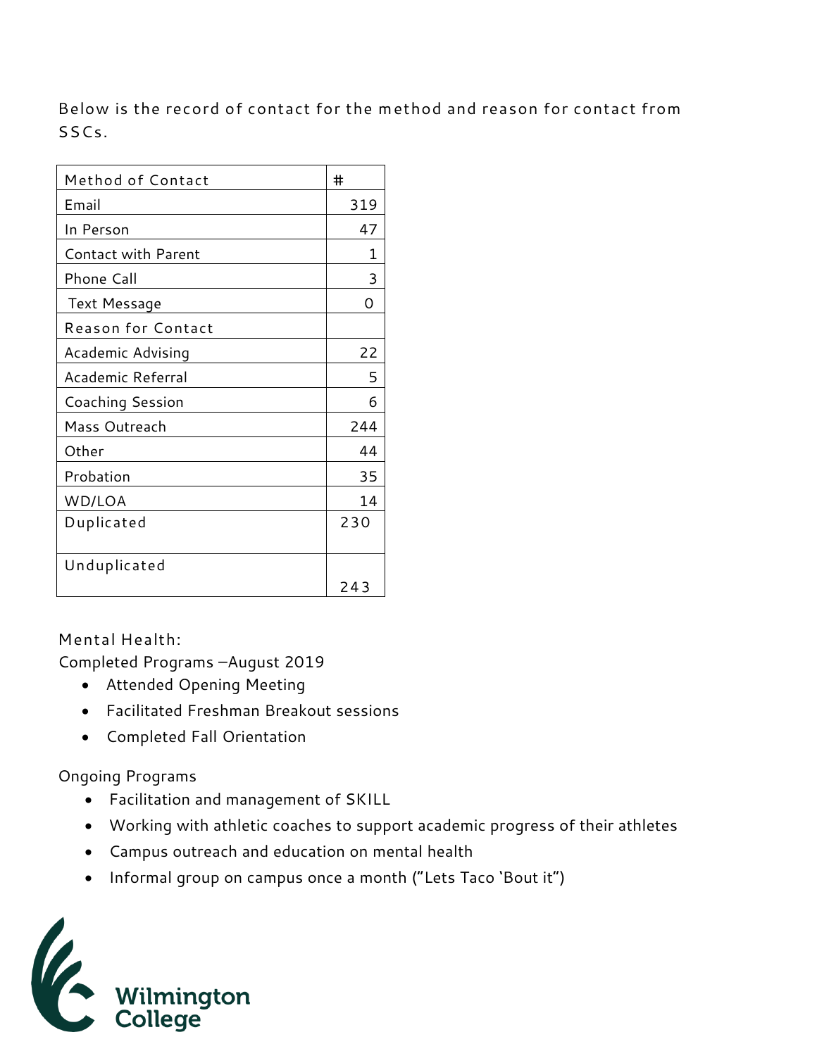Below is the record of contact for the method and reason for contact from SSCs.

| Method of Contact | # |
|---|---|
| Email | 319 |
| In Person | 47 |
| Contact with Parent | 1 |
| Phone Call | 3 |
| Text Message | 0 |
| Reason for Contact | |
| Academic Advising | 22 |
| Academic Referral | 5 |
| Coaching Session | 6 |
| Mass Outreach | 244 |
| Other | 44 |
| Probation | 35 |
| WD/LOA | 14 |
| Duplicated | 230 |
| Unduplicated | 243 |

Mental Health:

Completed Programs –August 2019

- Attended Opening Meeting
- Facilitated Freshman Breakout sessions
- Completed Fall Orientation

Ongoing Programs

- Facilitation and management of SKILL
- Working with athletic coaches to support academic progress of their athletes
- Campus outreach and education on mental health
- Informal group on campus once a month ("Lets Taco 'Bout it")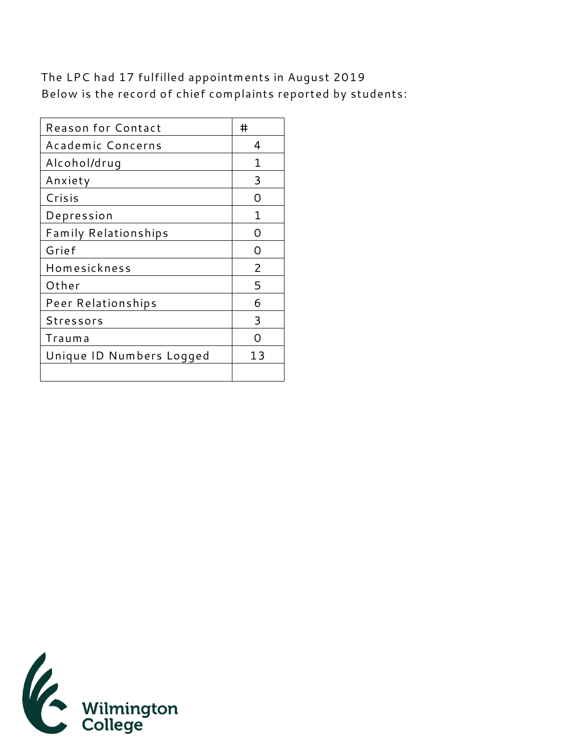The LPC had 17 fulfilled appointments in August 2019
Below is the record of chief complaints reported by students:

| Reason for Contact | # |
|---|---|
| Academic Concerns | 4 |
| Alcohol/drug | 1 |
| Anxiety | 3 |
| Crisis | 0 |
| Depression | 1 |
| Family Relationships | 0 |
| Grief | 0 |
| Homesickness | 2 |
| Other | 5 |
| Peer Relationships | 6 |
| Stressors | 3 |
| Trauma | 0 |
| Unique ID Numbers Logged | 13 |
| | |

Wilmington College